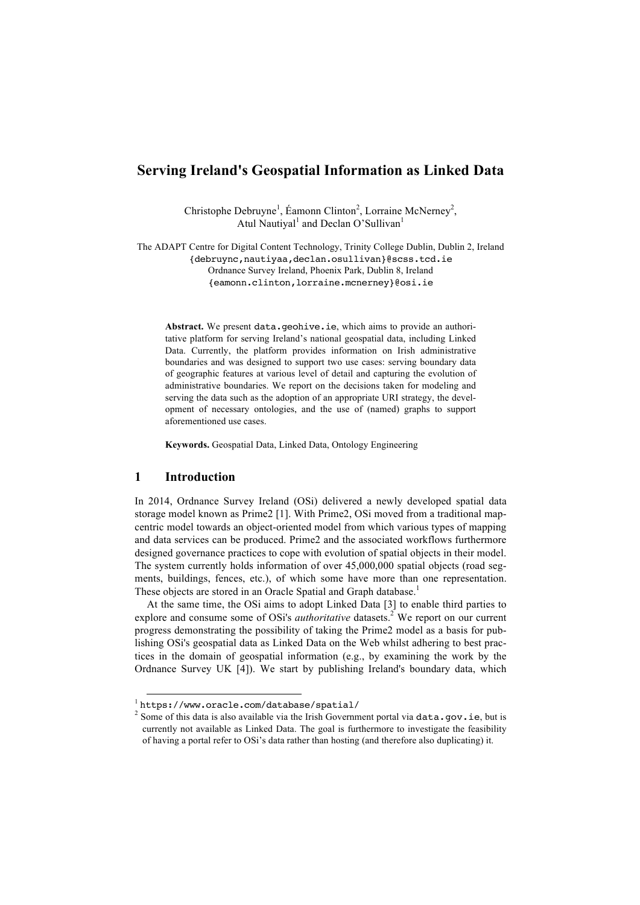# Serving Ireland's Geospatial Information as Linked Data

Christophe Debruyne[1], Éamonn Clinton[2], Lorraine McNerney[2], Atul Nautiyal[1] and Declan O'Sullivan[1]

The ADAPT Centre for Digital Content Technology, Trinity College Dublin, Dublin 2, Ireland
{debruync,nautiyaa,declan.osullivan}@scss.tcd.ie
Ordnance Survey Ireland, Phoenix Park, Dublin 8, Ireland
{eamonn.clinton,lorraine.mcnerney}@osi.ie

**Abstract.** We present `data.geohive.ie`, which aims to provide an authoritative platform for serving Ireland's national geospatial data, including Linked Data. Currently, the platform provides information on Irish administrative boundaries and was designed to support two use cases: serving boundary data of geographic features at various level of detail and capturing the evolution of administrative boundaries. We report on the decisions taken for modeling and serving the data such as the adoption of an appropriate URI strategy, the development of necessary ontologies, and the use of (named) graphs to support aforementioned use cases.

**Keywords.** Geospatial Data, Linked Data, Ontology Engineering

## 1 Introduction

In 2014, Ordnance Survey Ireland (OSi) delivered a newly developed spatial data storage model known as Prime2 [1]. With Prime2, OSi moved from a traditional map-centric model towards an object-oriented model from which various types of mapping and data services can be produced. Prime2 and the associated workflows furthermore designed governance practices to cope with evolution of spatial objects in their model. The system currently holds information of over 45,000,000 spatial objects (road segments, buildings, fences, etc.), of which some have more than one representation. These objects are stored in an Oracle Spatial and Graph database.[1]

At the same time, the OSi aims to adopt Linked Data [3] to enable third parties to explore and consume some of OSi's *authoritative* datasets.[2] We report on our current progress demonstrating the possibility of taking the Prime2 model as a basis for publishing OSi's geospatial data as Linked Data on the Web whilst adhering to best practices in the domain of geospatial information (e.g., by examining the work by the Ordnance Survey UK [4]). We start by publishing Ireland's boundary data, which

---

[1] `https://www.oracle.com/database/spatial/`

[2] Some of this data is also available via the Irish Government portal via `data.gov.ie`, but is currently not available as Linked Data. The goal is furthermore to investigate the feasibility of having a portal refer to OSi's data rather than hosting (and therefore also duplicating) it.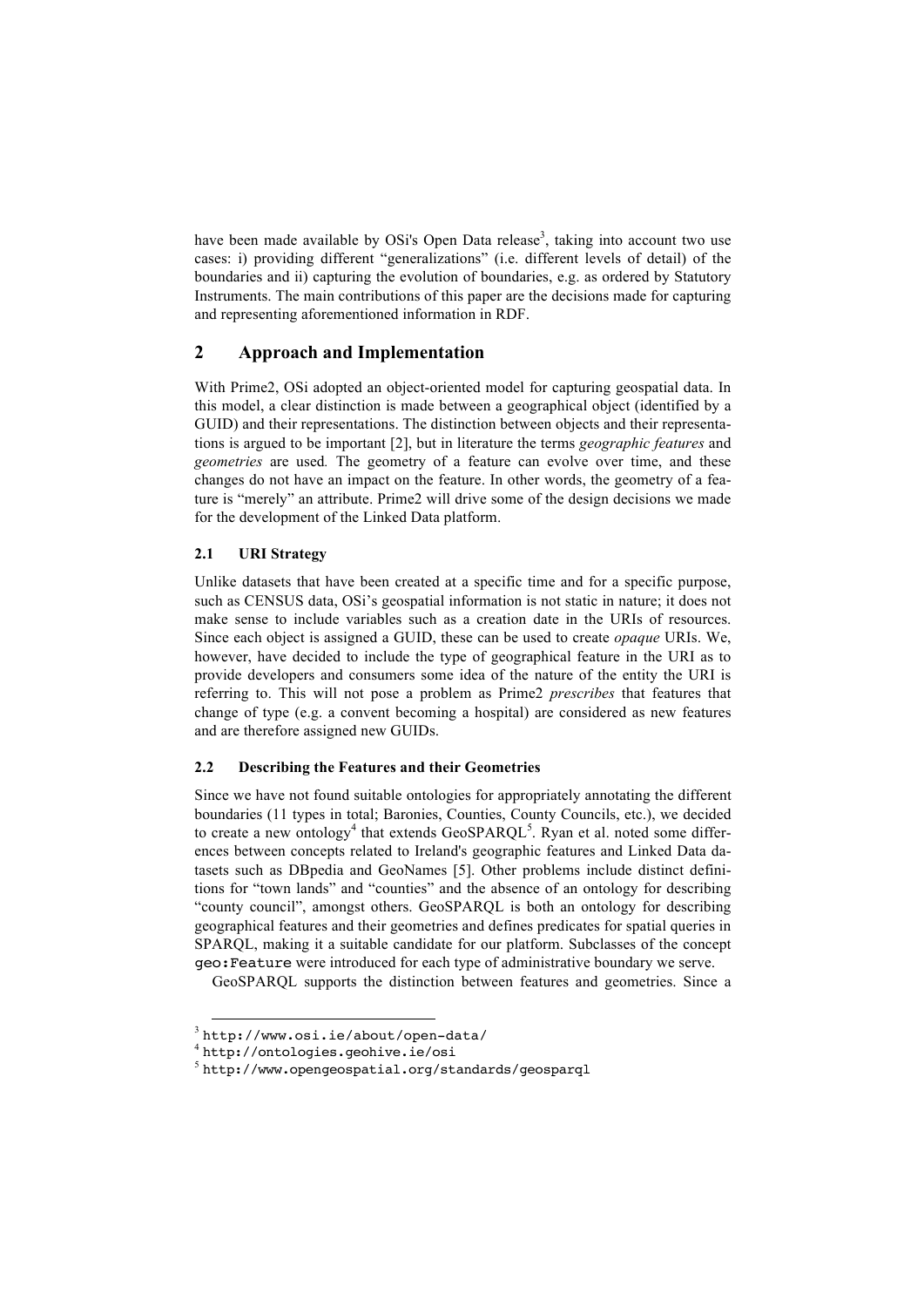have been made available by OSi's Open Data release[3], taking into account two use cases: i) providing different "generalizations" (i.e. different levels of detail) of the boundaries and ii) capturing the evolution of boundaries, e.g. as ordered by Statutory Instruments. The main contributions of this paper are the decisions made for capturing and representing aforementioned information in RDF.

## 2 Approach and Implementation

With Prime2, OSi adopted an object-oriented model for capturing geospatial data. In this model, a clear distinction is made between a geographical object (identified by a GUID) and their representations. The distinction between objects and their representations is argued to be important [2], but in literature the terms *geographic features* and *geometries* are used*.* The geometry of a feature can evolve over time, and these changes do not have an impact on the feature. In other words, the geometry of a feature is "merely" an attribute. Prime2 will drive some of the design decisions we made for the development of the Linked Data platform.

### 2.1 URI Strategy

Unlike datasets that have been created at a specific time and for a specific purpose, such as CENSUS data, OSi's geospatial information is not static in nature; it does not make sense to include variables such as a creation date in the URIs of resources. Since each object is assigned a GUID, these can be used to create *opaque* URIs. We, however, have decided to include the type of geographical feature in the URI as to provide developers and consumers some idea of the nature of the entity the URI is referring to. This will not pose a problem as Prime2 *prescribes* that features that change of type (e.g. a convent becoming a hospital) are considered as new features and are therefore assigned new GUIDs.

### 2.2 Describing the Features and their Geometries

Since we have not found suitable ontologies for appropriately annotating the different boundaries (11 types in total; Baronies, Counties, County Councils, etc.), we decided to create a new ontology[4] that extends GeoSPARQL[5]. Ryan et al. noted some differences between concepts related to Ireland's geographic features and Linked Data datasets such as DBpedia and GeoNames [5]. Other problems include distinct definitions for "town lands" and "counties" and the absence of an ontology for describing "county council", amongst others. GeoSPARQL is both an ontology for describing geographical features and their geometries and defines predicates for spatial queries in SPARQL, making it a suitable candidate for our platform. Subclasses of the concept `geo:Feature` were introduced for each type of administrative boundary we serve.

GeoSPARQL supports the distinction between features and geometries. Since a

---

[3] http://www.osi.ie/about/open-data/

[4] http://ontologies.geohive.ie/osi

[5] http://www.opengeospatial.org/standards/geosparql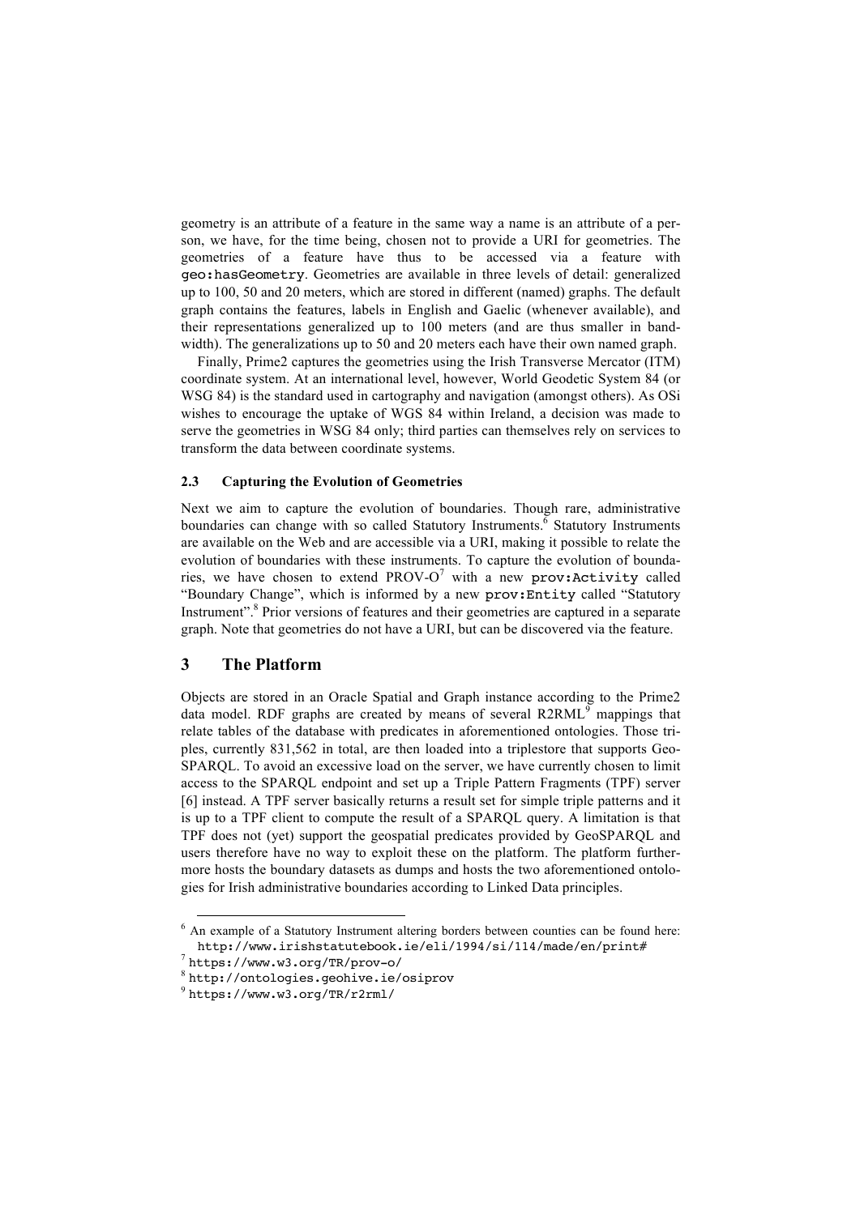geometry is an attribute of a feature in the same way a name is an attribute of a person, we have, for the time being, chosen not to provide a URI for geometries. The geometries of a feature have thus to be accessed via a feature with `geo:hasGeometry`. Geometries are available in three levels of detail: generalized up to 100, 50 and 20 meters, which are stored in different (named) graphs. The default graph contains the features, labels in English and Gaelic (whenever available), and their representations generalized up to 100 meters (and are thus smaller in bandwidth). The generalizations up to 50 and 20 meters each have their own named graph.

Finally, Prime2 captures the geometries using the Irish Transverse Mercator (ITM) coordinate system. At an international level, however, World Geodetic System 84 (or WSG 84) is the standard used in cartography and navigation (amongst others). As OSi wishes to encourage the uptake of WGS 84 within Ireland, a decision was made to serve the geometries in WSG 84 only; third parties can themselves rely on services to transform the data between coordinate systems.

### 2.3 Capturing the Evolution of Geometries

Next we aim to capture the evolution of boundaries. Though rare, administrative boundaries can change with so called Statutory Instruments.[6] Statutory Instruments are available on the Web and are accessible via a URI, making it possible to relate the evolution of boundaries with these instruments. To capture the evolution of boundaries, we have chosen to extend PROV-O[7] with a new `prov:Activity` called "Boundary Change", which is informed by a new `prov:Entity` called "Statutory Instrument".[8] Prior versions of features and their geometries are captured in a separate graph. Note that geometries do not have a URI, but can be discovered via the feature.

## 3 The Platform

Objects are stored in an Oracle Spatial and Graph instance according to the Prime2 data model. RDF graphs are created by means of several R2RML[9] mappings that relate tables of the database with predicates in aforementioned ontologies. Those triples, currently 831,562 in total, are then loaded into a triplestore that supports GeoSPARQL. To avoid an excessive load on the server, we have currently chosen to limit access to the SPARQL endpoint and set up a Triple Pattern Fragments (TPF) server [6] instead. A TPF server basically returns a result set for simple triple patterns and it is up to a TPF client to compute the result of a SPARQL query. A limitation is that TPF does not (yet) support the geospatial predicates provided by GeoSPARQL and users therefore have no way to exploit these on the platform. The platform furthermore hosts the boundary datasets as dumps and hosts the two aforementioned ontologies for Irish administrative boundaries according to Linked Data principles.

---

[6] An example of a Statutory Instrument altering borders between counties can be found here: `http://www.irishstatutebook.ie/eli/1994/si/114/made/en/print#`

[7] `https://www.w3.org/TR/prov-o/`

[8] `http://ontologies.geohive.ie/osiprov`

[9] `https://www.w3.org/TR/r2rml/`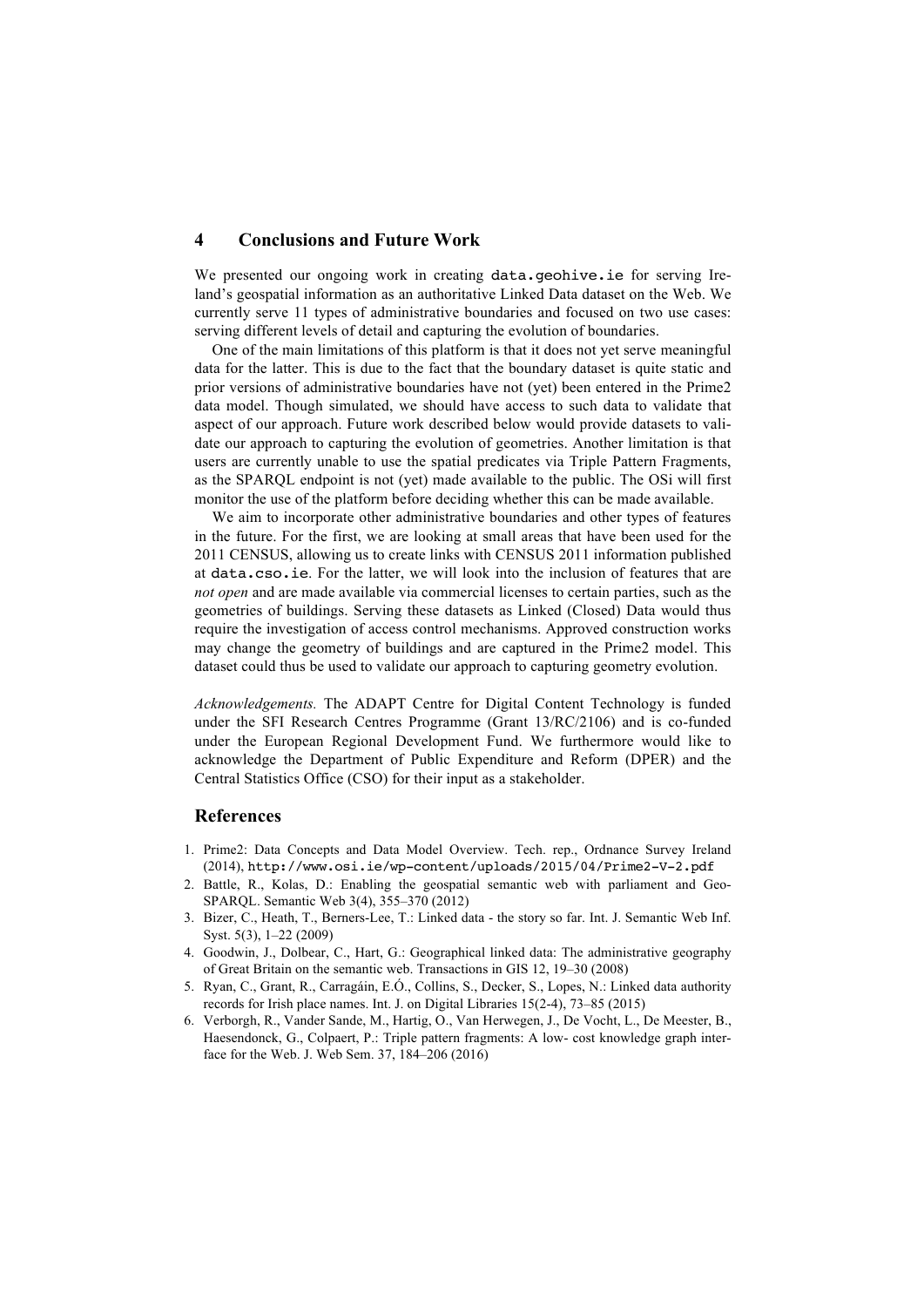## 4 Conclusions and Future Work

We presented our ongoing work in creating `data.geohive.ie` for serving Ireland's geospatial information as an authoritative Linked Data dataset on the Web. We currently serve 11 types of administrative boundaries and focused on two use cases: serving different levels of detail and capturing the evolution of boundaries.

One of the main limitations of this platform is that it does not yet serve meaningful data for the latter. This is due to the fact that the boundary dataset is quite static and prior versions of administrative boundaries have not (yet) been entered in the Prime2 data model. Though simulated, we should have access to such data to validate that aspect of our approach. Future work described below would provide datasets to validate our approach to capturing the evolution of geometries. Another limitation is that users are currently unable to use the spatial predicates via Triple Pattern Fragments, as the SPARQL endpoint is not (yet) made available to the public. The OSi will first monitor the use of the platform before deciding whether this can be made available.

We aim to incorporate other administrative boundaries and other types of features in the future. For the first, we are looking at small areas that have been used for the 2011 CENSUS, allowing us to create links with CENSUS 2011 information published at `data.cso.ie`. For the latter, we will look into the inclusion of features that are *not open* and are made available via commercial licenses to certain parties, such as the geometries of buildings. Serving these datasets as Linked (Closed) Data would thus require the investigation of access control mechanisms. Approved construction works may change the geometry of buildings and are captured in the Prime2 model. This dataset could thus be used to validate our approach to capturing geometry evolution.

*Acknowledgements.* The ADAPT Centre for Digital Content Technology is funded under the SFI Research Centres Programme (Grant 13/RC/2106) and is co-funded under the European Regional Development Fund. We furthermore would like to acknowledge the Department of Public Expenditure and Reform (DPER) and the Central Statistics Office (CSO) for their input as a stakeholder.

## References

1. Prime2: Data Concepts and Data Model Overview. Tech. rep., Ordnance Survey Ireland (2014), `http://www.osi.ie/wp-content/uploads/2015/04/Prime2-V-2.pdf`
2. Battle, R., Kolas, D.: Enabling the geospatial semantic web with parliament and GeoSPARQL. Semantic Web 3(4), 355–370 (2012)
3. Bizer, C., Heath, T., Berners-Lee, T.: Linked data - the story so far. Int. J. Semantic Web Inf. Syst. 5(3), 1–22 (2009)
4. Goodwin, J., Dolbear, C., Hart, G.: Geographical linked data: The administrative geography of Great Britain on the semantic web. Transactions in GIS 12, 19–30 (2008)
5. Ryan, C., Grant, R., Carragáin, E.Ó., Collins, S., Decker, S., Lopes, N.: Linked data authority records for Irish place names. Int. J. on Digital Libraries 15(2-4), 73–85 (2015)
6. Verborgh, R., Vander Sande, M., Hartig, O., Van Herwegen, J., De Vocht, L., De Meester, B., Haesendonck, G., Colpaert, P.: Triple pattern fragments: A low- cost knowledge graph interface for the Web. J. Web Sem. 37, 184–206 (2016)